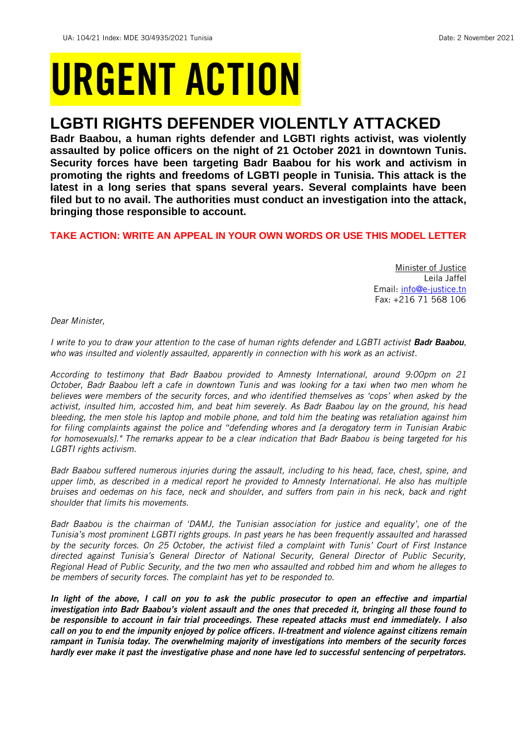UA: 104/21 Index: MDE 30/4935/2021 Tunisia Date: 2 November 2021

# URGENT ACTION

## LGBTI RIGHTS DEFENDER VIOLENTLY ATTACKED

**Badr Baabou, a human rights defender and LGBTI rights activist, was violently assaulted by police officers on the night of 21 October 2021 in downtown Tunis. Security forces have been targeting Badr Baabou for his work and activism in promoting the rights and freedoms of LGBTI people in Tunisia. This attack is the latest in a long series that spans several years. Several complaints have been filed but to no avail. The authorities must conduct an investigation into the attack, bringing those responsible to account.**

**TAKE ACTION: WRITE AN APPEAL IN YOUR OWN WORDS OR USE THIS MODEL LETTER**

Minister of Justice
Leila Jaffel
Email: info@e-justice.tn
Fax: +216 71 568 106

*Dear Minister,*

*I write to you to draw your attention to the case of human rights defender and LGBTI activist **Badr Baabou**, who was insulted and violently assaulted, apparently in connection with his work as an activist.*

*According to testimony that Badr Baabou provided to Amnesty International, around 9:00pm on 21 October, Badr Baabou left a cafe in downtown Tunis and was looking for a taxi when two men whom he believes were members of the security forces, and who identified themselves as 'cops' when asked by the activist, insulted him, accosted him, and beat him severely. As Badr Baabou lay on the ground, his head bleeding, the men stole his laptop and mobile phone, and told him the beating was retaliation against him for filing complaints against the police and "defending whores and [a derogatory term in Tunisian Arabic for homosexuals]." The remarks appear to be a clear indication that Badr Baabou is being targeted for his LGBTI rights activism.*

*Badr Baabou suffered numerous injuries during the assault, including to his head, face, chest, spine, and upper limb, as described in a medical report he provided to Amnesty International. He also has multiple bruises and oedemas on his face, neck and shoulder, and suffers from pain in his neck, back and right shoulder that limits his movements.*

*Badr Baabou is the chairman of 'DAMJ, the Tunisian association for justice and equality', one of the Tunisia's most prominent LGBTI rights groups. In past years he has been frequently assaulted and harassed by the security forces. On 25 October, the activist filed a complaint with Tunis' Court of First Instance directed against Tunisia's General Director of National Security, General Director of Public Security, Regional Head of Public Security, and the two men who assaulted and robbed him and whom he alleges to be members of security forces. The complaint has yet to be responded to.*

***In light of the above, I call on you to ask the public prosecutor to open an effective and impartial investigation into Badr Baabou's violent assault and the ones that preceded it, bringing all those found to be responsible to account in fair trial proceedings. These repeated attacks must end immediately. I also call on you to end the impunity enjoyed by police officers. Il-treatment and violence against citizens remain rampant in Tunisia today. The overwhelming majority of investigations into members of the security forces hardly ever make it past the investigative phase and none have led to successful sentencing of perpetrators.***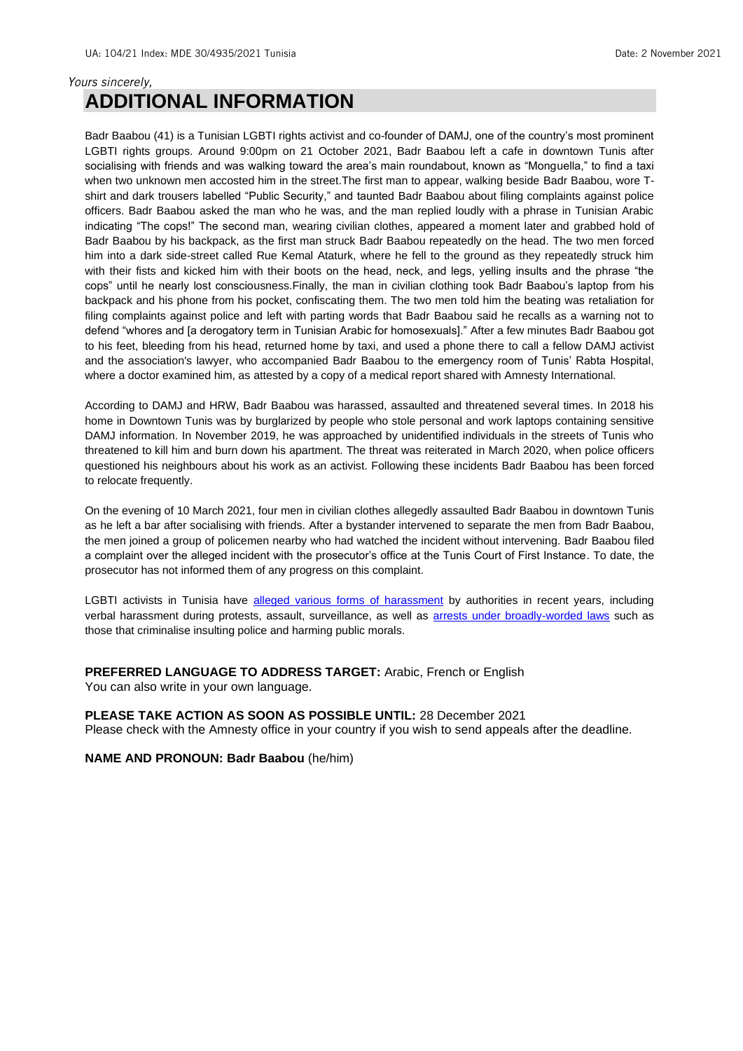*Yours sincerely,*

# ADDITIONAL INFORMATION

Badr Baabou (41) is a Tunisian LGBTI rights activist and co-founder of DAMJ, one of the country's most prominent LGBTI rights groups. Around 9:00pm on 21 October 2021, Badr Baabou left a cafe in downtown Tunis after socialising with friends and was walking toward the area's main roundabout, known as "Monguella," to find a taxi when two unknown men accosted him in the street.The first man to appear, walking beside Badr Baabou, wore T-shirt and dark trousers labelled "Public Security," and taunted Badr Baabou about filing complaints against police officers. Badr Baabou asked the man who he was, and the man replied loudly with a phrase in Tunisian Arabic indicating "The cops!" The second man, wearing civilian clothes, appeared a moment later and grabbed hold of Badr Baabou by his backpack, as the first man struck Badr Baabou repeatedly on the head. The two men forced him into a dark side-street called Rue Kemal Ataturk, where he fell to the ground as they repeatedly struck him with their fists and kicked him with their boots on the head, neck, and legs, yelling insults and the phrase "the cops" until he nearly lost consciousness.Finally, the man in civilian clothing took Badr Baabou's laptop from his backpack and his phone from his pocket, confiscating them. The two men told him the beating was retaliation for filing complaints against police and left with parting words that Badr Baabou said he recalls as a warning not to defend "whores and [a derogatory term in Tunisian Arabic for homosexuals]." After a few minutes Badr Baabou got to his feet, bleeding from his head, returned home by taxi, and used a phone there to call a fellow DAMJ activist and the association's lawyer, who accompanied Badr Baabou to the emergency room of Tunis' Rabta Hospital, where a doctor examined him, as attested by a copy of a medical report shared with Amnesty International.

According to DAMJ and HRW, Badr Baabou was harassed, assaulted and threatened several times. In 2018 his home in Downtown Tunis was by burglarized by people who stole personal and work laptops containing sensitive DAMJ information. In November 2019, he was approached by unidentified individuals in the streets of Tunis who threatened to kill him and burn down his apartment. The threat was reiterated in March 2020, when police officers questioned his neighbours about his work as an activist. Following these incidents Badr Baabou has been forced to relocate frequently.

On the evening of 10 March 2021, four men in civilian clothes allegedly assaulted Badr Baabou in downtown Tunis as he left a bar after socialising with friends. After a bystander intervened to separate the men from Badr Baabou, the men joined a group of policemen nearby who had watched the incident without intervening. Badr Baabou filed a complaint over the alleged incident with the prosecutor's office at the Tunis Court of First Instance. To date, the prosecutor has not informed them of any progress on this complaint.

LGBTI activists in Tunisia have alleged various forms of harassment by authorities in recent years, including verbal harassment during protests, assault, surveillance, as well as arrests under broadly-worded laws such as those that criminalise insulting police and harming public morals.

**PREFERRED LANGUAGE TO ADDRESS TARGET:** Arabic, French or English
You can also write in your own language.

**PLEASE TAKE ACTION AS SOON AS POSSIBLE UNTIL:** 28 December 2021
Please check with the Amnesty office in your country if you wish to send appeals after the deadline.

**NAME AND PRONOUN: Badr Baabou** (he/him)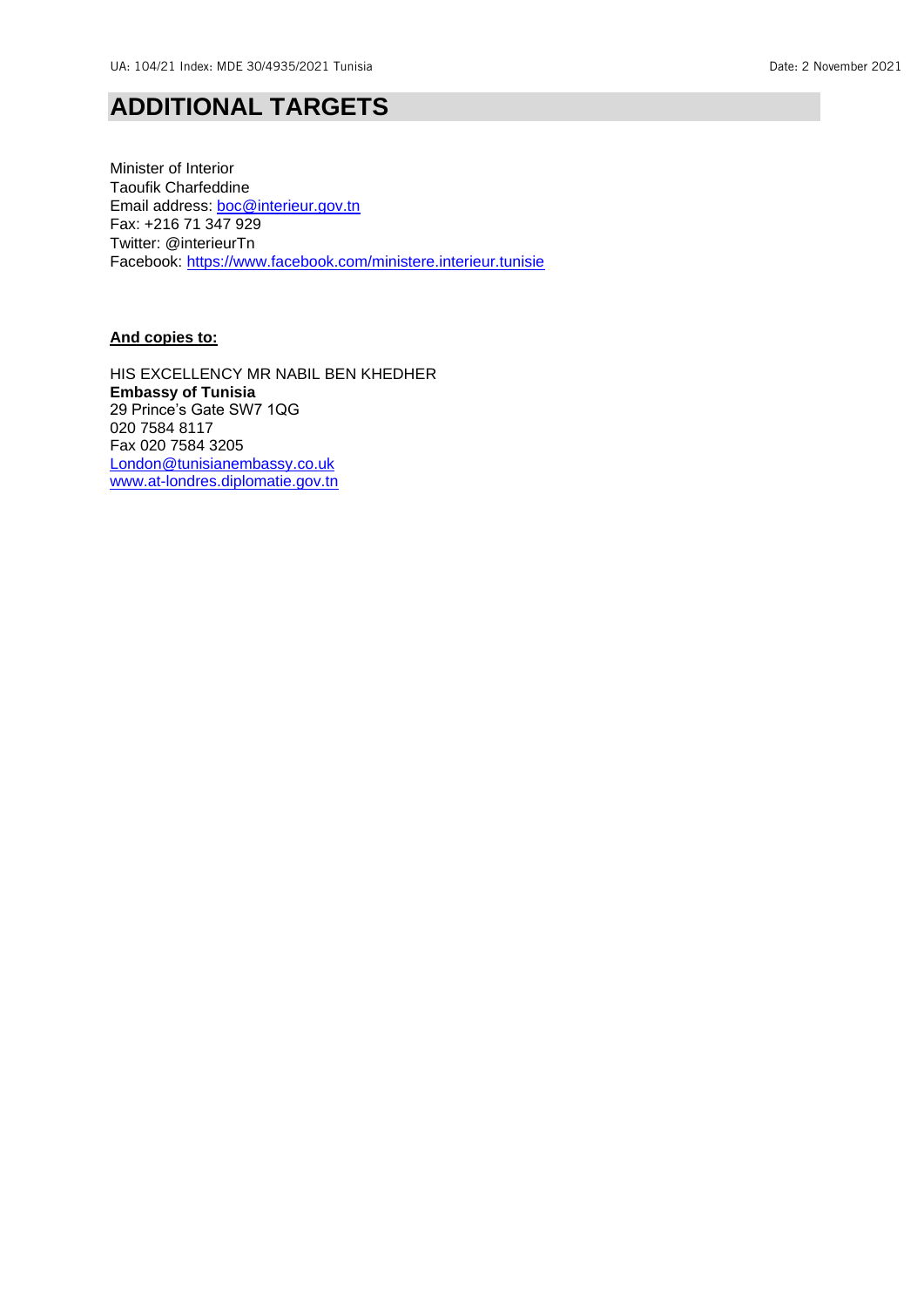# ADDITIONAL TARGETS

Minister of Interior
Taoufik Charfeddine
Email address: boc@interieur.gov.tn
Fax: +216 71 347 929
Twitter: @interieurTn
Facebook: https://www.facebook.com/ministere.interieur.tunisie

**And copies to:**

HIS EXCELLENCY MR NABIL BEN KHEDHER
**Embassy of Tunisia**
29 Prince's Gate SW7 1QG
020 7584 8117
Fax 020 7584 3205
London@tunisianembassy.co.uk
www.at-londres.diplomatie.gov.tn